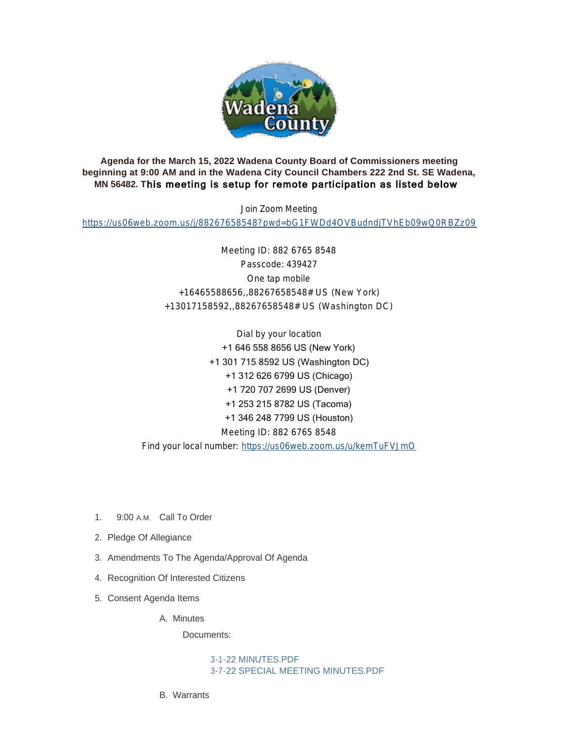**Agenda for the March 15, 2022 Wadena County Board of Commissioners meeting beginning at 9:00 AM and in the Wadena City Council Chambers 222 2nd St. SE Wadena, MN 56482. This meeting is setup for remote participation as listed below**

Join Zoom Meeting

https://us06web.zoom.us/j/88267658548?pwd=bG1FWDd4OVBudndjTVhEb09wQ0RBZz09

Meeting ID: 882 6765 8548

Passcode: 439427

One tap mobile

+16465588656,,88267658548# US (New York)

+13017158592,,88267658548# US (Washington DC)

Dial by your location

+1 646 558 8656 US (New York)

+1 301 715 8592 US (Washington DC)

+1 312 626 6799 US (Chicago)

+1 720 707 2699 US (Denver)

+1 253 215 8782 US (Tacoma)

+1 346 248 7799 US (Houston)

Meeting ID: 882 6765 8548

Find your local number: https://us06web.zoom.us/u/kemTuFVJmO

1. 9:00 A.M. Call To Order
2. Pledge Of Allegiance
3. Amendments To The Agenda/Approval Of Agenda
4. Recognition Of Interested Citizens
5. Consent Agenda Items
   A. Minutes

      Documents:

      3-1-22 MINUTES.PDF
      3-7-22 SPECIAL MEETING MINUTES.PDF

   B. Warrants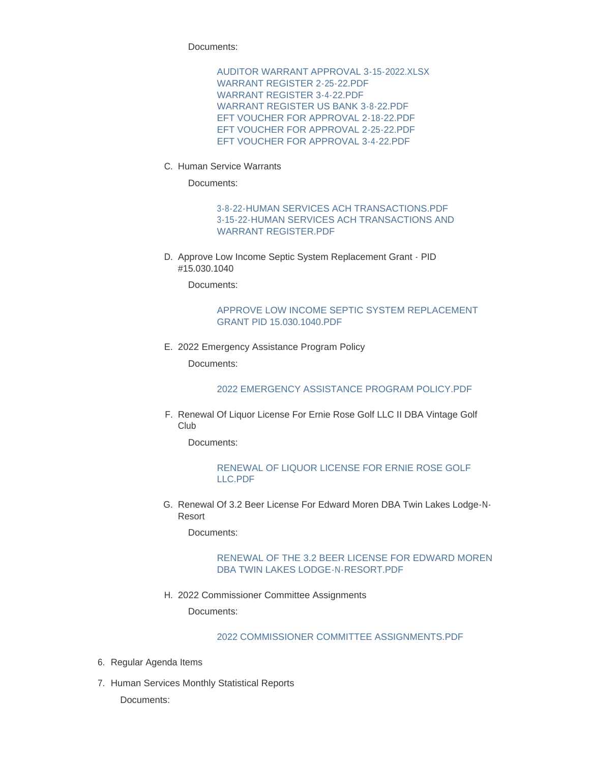Documents:

- AUDITOR WARRANT APPROVAL 3-15-2022.XLSX
- WARRANT REGISTER 2-25-22.PDF
- WARRANT REGISTER 3-4-22.PDF
- WARRANT REGISTER US BANK 3-8-22.PDF
- EFT VOUCHER FOR APPROVAL 2-18-22.PDF
- EFT VOUCHER FOR APPROVAL 2-25-22.PDF
- EFT VOUCHER FOR APPROVAL 3-4-22.PDF

C. Human Service Warrants

Documents:

- 3-8-22-HUMAN SERVICES ACH TRANSACTIONS.PDF
- 3-15-22-HUMAN SERVICES ACH TRANSACTIONS AND WARRANT REGISTER.PDF

D. Approve Low Income Septic System Replacement Grant - PID #15.030.1040

Documents:

- APPROVE LOW INCOME SEPTIC SYSTEM REPLACEMENT GRANT PID 15.030.1040.PDF

E. 2022 Emergency Assistance Program Policy

Documents:

- 2022 EMERGENCY ASSISTANCE PROGRAM POLICY.PDF

F. Renewal Of Liquor License For Ernie Rose Golf LLC II DBA Vintage Golf Club

Documents:

- RENEWAL OF LIQUOR LICENSE FOR ERNIE ROSE GOLF LLC.PDF

G. Renewal Of 3.2 Beer License For Edward Moren DBA Twin Lakes Lodge-N-Resort

Documents:

- RENEWAL OF THE 3.2 BEER LICENSE FOR EDWARD MOREN DBA TWIN LAKES LODGE-N-RESORT.PDF

H. 2022 Commissioner Committee Assignments

Documents:

- 2022 COMMISSIONER COMMITTEE ASSIGNMENTS.PDF

6. Regular Agenda Items
7. Human Services Monthly Statistical Reports

Documents: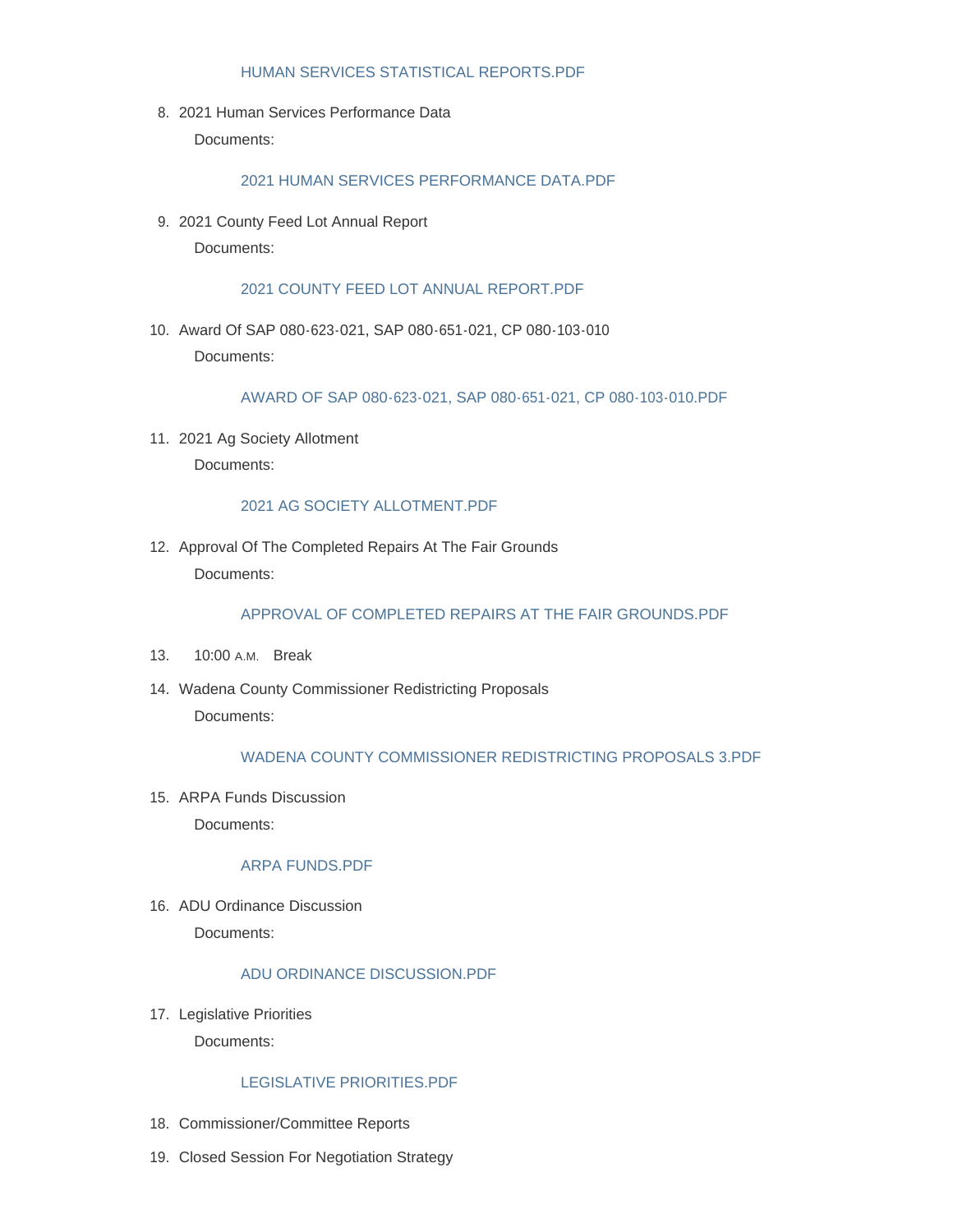HUMAN SERVICES STATISTICAL REPORTS.PDF

8. 2021 Human Services Performance Data

   Documents:

   2021 HUMAN SERVICES PERFORMANCE DATA.PDF

9. 2021 County Feed Lot Annual Report

   Documents:

   2021 COUNTY FEED LOT ANNUAL REPORT.PDF

10. Award Of SAP 080-623-021, SAP 080-651-021, CP 080-103-010

    Documents:

    AWARD OF SAP 080-623-021, SAP 080-651-021, CP 080-103-010.PDF

11. 2021 Ag Society Allotment

    Documents:

    2021 AG SOCIETY ALLOTMENT.PDF

12. Approval Of The Completed Repairs At The Fair Grounds

    Documents:

    APPROVAL OF COMPLETED REPAIRS AT THE FAIR GROUNDS.PDF

13. 10:00 A.M. Break

14. Wadena County Commissioner Redistricting Proposals

    Documents:

    WADENA COUNTY COMMISSIONER REDISTRICTING PROPOSALS 3.PDF

15. ARPA Funds Discussion

    Documents:

    ARPA FUNDS.PDF

16. ADU Ordinance Discussion

    Documents:

    ADU ORDINANCE DISCUSSION.PDF

17. Legislative Priorities

    Documents:

    LEGISLATIVE PRIORITIES.PDF

18. Commissioner/Committee Reports

19. Closed Session For Negotiation Strategy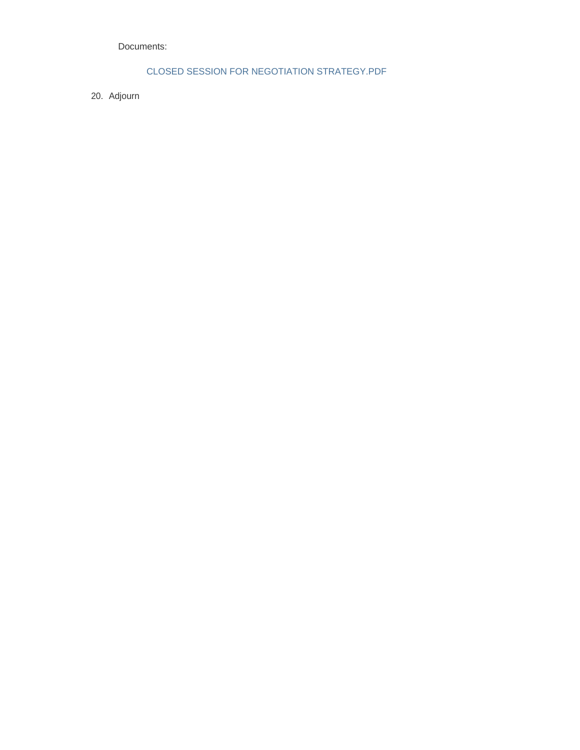Documents:

CLOSED SESSION FOR NEGOTIATION STRATEGY.PDF

20. Adjourn